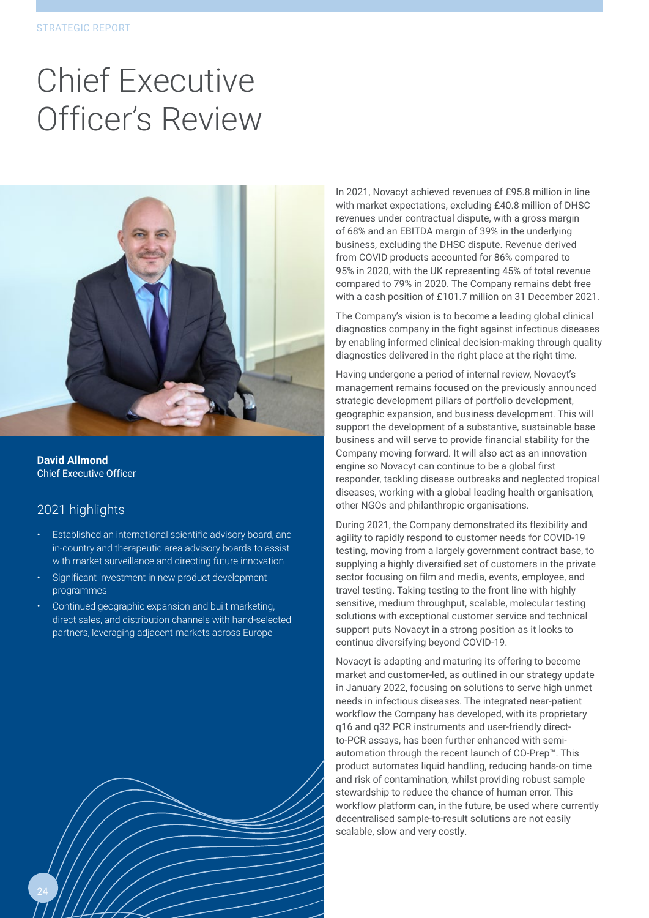# Chief Executive Officer's Review

**David Allmond**
Chief Executive Officer

## 2021 highlights

- Established an international scientific advisory board, and in-country and therapeutic area advisory boards to assist with market surveillance and directing future innovation
- Significant investment in new product development programmes
- Continued geographic expansion and built marketing, direct sales, and distribution channels with hand-selected partners, leveraging adjacent markets across Europe

In 2021, Novacyt achieved revenues of £95.8 million in line with market expectations, excluding £40.8 million of DHSC revenues under contractual dispute, with a gross margin of 68% and an EBITDA margin of 39% in the underlying business, excluding the DHSC dispute. Revenue derived from COVID products accounted for 86% compared to 95% in 2020, with the UK representing 45% of total revenue compared to 79% in 2020. The Company remains debt free with a cash position of £101.7 million on 31 December 2021.

The Company's vision is to become a leading global clinical diagnostics company in the fight against infectious diseases by enabling informed clinical decision-making through quality diagnostics delivered in the right place at the right time.

Having undergone a period of internal review, Novacyt's management remains focused on the previously announced strategic development pillars of portfolio development, geographic expansion, and business development. This will support the development of a substantive, sustainable base business and will serve to provide financial stability for the Company moving forward. It will also act as an innovation engine so Novacyt can continue to be a global first responder, tackling disease outbreaks and neglected tropical diseases, working with a global leading health organisation, other NGOs and philanthropic organisations.

During 2021, the Company demonstrated its flexibility and agility to rapidly respond to customer needs for COVID-19 testing, moving from a largely government contract base, to supplying a highly diversified set of customers in the private sector focusing on film and media, events, employee, and travel testing. Taking testing to the front line with highly sensitive, medium throughput, scalable, molecular testing solutions with exceptional customer service and technical support puts Novacyt in a strong position as it looks to continue diversifying beyond COVID-19.

Novacyt is adapting and maturing its offering to become market and customer-led, as outlined in our strategy update in January 2022, focusing on solutions to serve high unmet needs in infectious diseases. The integrated near-patient workflow the Company has developed, with its proprietary q16 and q32 PCR instruments and user-friendly direct-to-PCR assays, has been further enhanced with semi-automation through the recent launch of CO-Prep™. This product automates liquid handling, reducing hands-on time and risk of contamination, whilst providing robust sample stewardship to reduce the chance of human error. This workflow platform can, in the future, be used where currently decentralised sample-to-result solutions are not easily scalable, slow and very costly.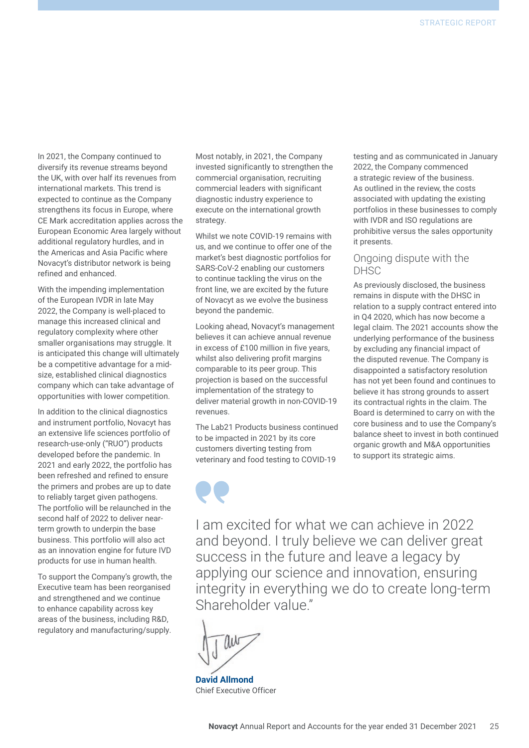In 2021, the Company continued to diversify its revenue streams beyond the UK, with over half its revenues from international markets. This trend is expected to continue as the Company strengthens its focus in Europe, where CE Mark accreditation applies across the European Economic Area largely without additional regulatory hurdles, and in the Americas and Asia Pacific where Novacyt's distributor network is being refined and enhanced.

With the impending implementation of the European IVDR in late May 2022, the Company is well-placed to manage this increased clinical and regulatory complexity where other smaller organisations may struggle. It is anticipated this change will ultimately be a competitive advantage for a mid-size, established clinical diagnostics company which can take advantage of opportunities with lower competition.

In addition to the clinical diagnostics and instrument portfolio, Novacyt has an extensive life sciences portfolio of research-use-only ("RUO") products developed before the pandemic. In 2021 and early 2022, the portfolio has been refreshed and refined to ensure the primers and probes are up to date to reliably target given pathogens. The portfolio will be relaunched in the second half of 2022 to deliver near-term growth to underpin the base business. This portfolio will also act as an innovation engine for future IVD products for use in human health.

To support the Company's growth, the Executive team has been reorganised and strengthened and we continue to enhance capability across key areas of the business, including R&D, regulatory and manufacturing/supply.

Most notably, in 2021, the Company invested significantly to strengthen the commercial organisation, recruiting commercial leaders with significant diagnostic industry experience to execute on the international growth strategy.

Whilst we note COVID-19 remains with us, and we continue to offer one of the market's best diagnostic portfolios for SARS-CoV-2 enabling our customers to continue tackling the virus on the front line, we are excited by the future of Novacyt as we evolve the business beyond the pandemic.

Looking ahead, Novacyt's management believes it can achieve annual revenue in excess of £100 million in five years, whilst also delivering profit margins comparable to its peer group. This projection is based on the successful implementation of the strategy to deliver material growth in non-COVID-19 revenues.

The Lab21 Products business continued to be impacted in 2021 by its core customers diverting testing from veterinary and food testing to COVID-19 testing and as communicated in January 2022, the Company commenced a strategic review of the business. As outlined in the review, the costs associated with updating the existing portfolios in these businesses to comply with IVDR and ISO regulations are prohibitive versus the sales opportunity it presents.

## Ongoing dispute with the DHSC

As previously disclosed, the business remains in dispute with the DHSC in relation to a supply contract entered into in Q4 2020, which has now become a legal claim. The 2021 accounts show the underlying performance of the business by excluding any financial impact of the disputed revenue. The Company is disappointed a satisfactory resolution has not yet been found and continues to believe it has strong grounds to assert its contractual rights in the claim. The Board is determined to carry on with the core business and to use the Company's balance sheet to invest in both continued organic growth and M&A opportunities to support its strategic aims.

> I am excited for what we can achieve in 2022 and beyond. I truly believe we can deliver great success in the future and leave a legacy by applying our science and innovation, ensuring integrity in everything we do to create long-term Shareholder value."

**David Allmond**
Chief Executive Officer